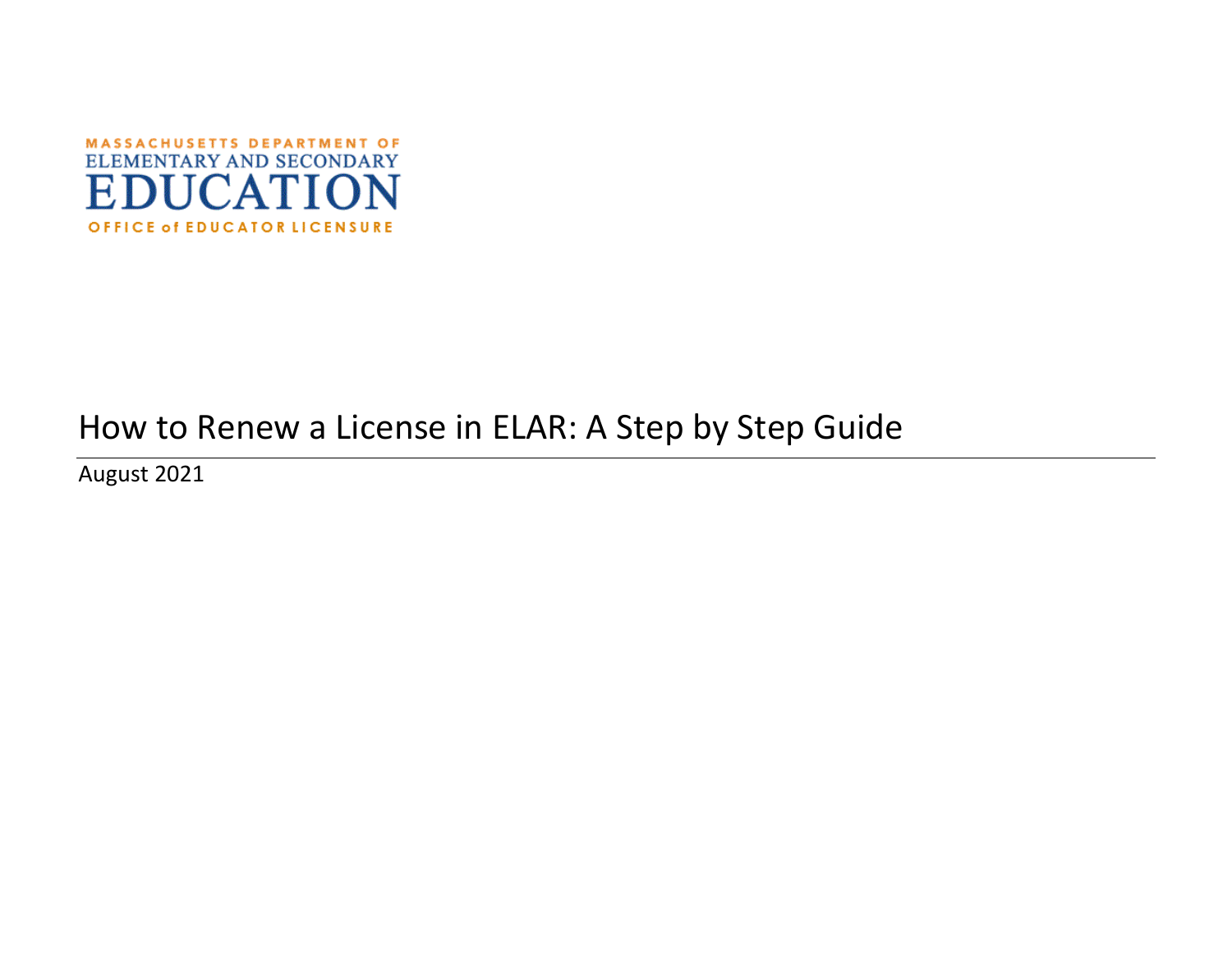MASSACHUSETTS DEPARTMENT OF
ELEMENTARY AND SECONDARY
EDUCATION
OFFICE of EDUCATOR LICENSURE

# How to Renew a License in ELAR: A Step by Step Guide

August 2021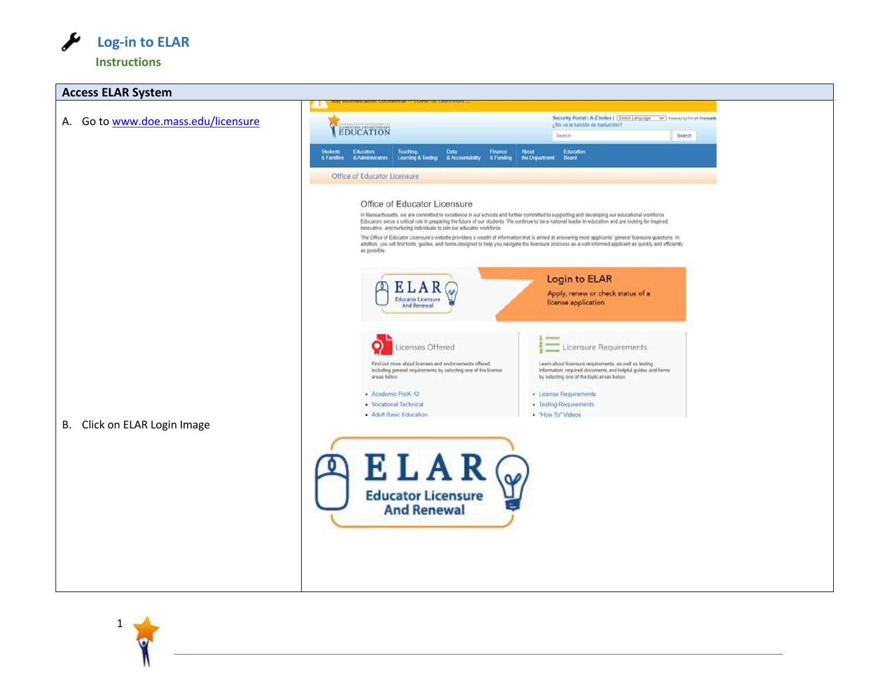# Log-in to ELAR

## Instructions

| Access ELAR System | |
|---|---|
| A. Go to www.doe.mass.edu/licensure | |
| B. Click on ELAR Login Image | |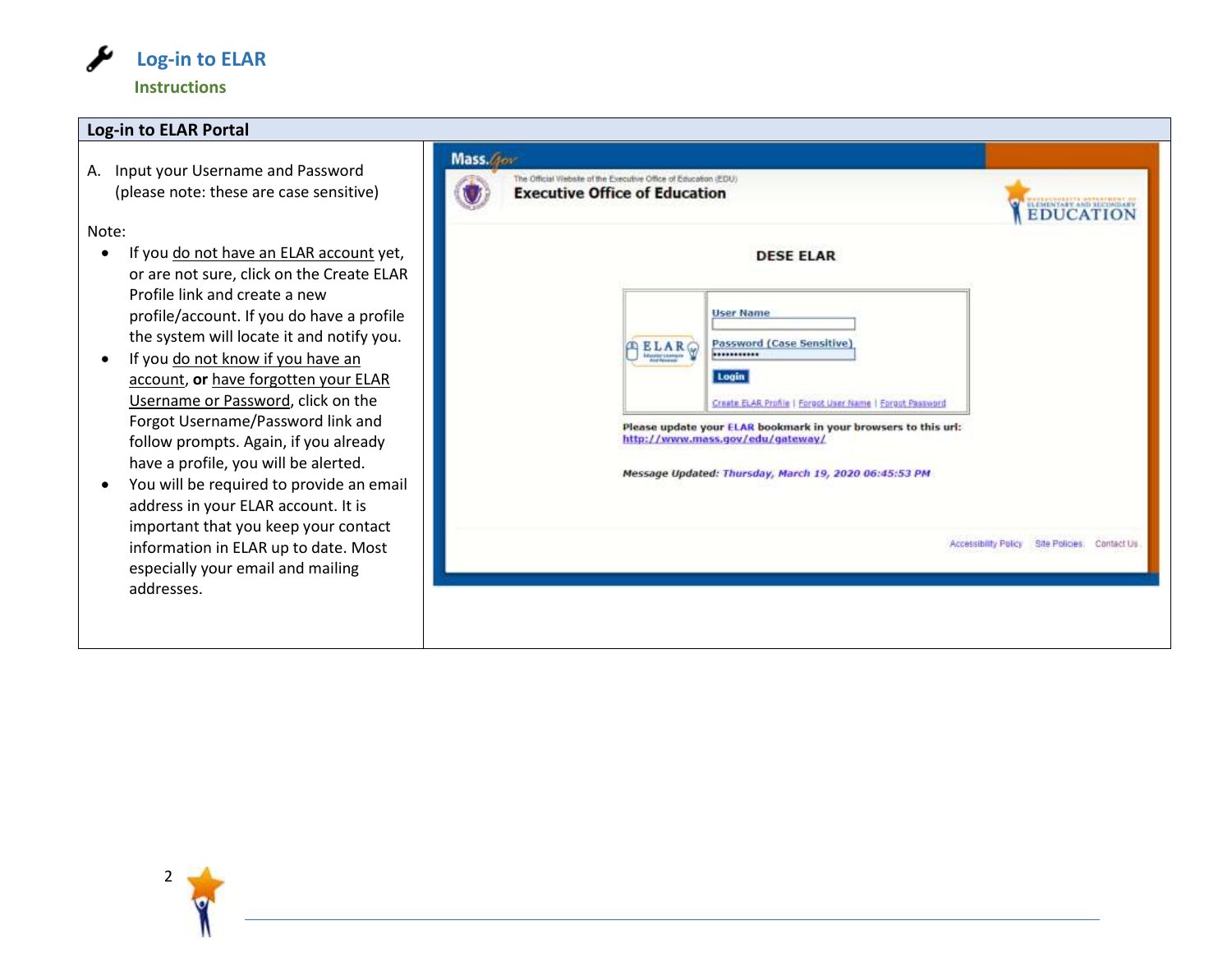# Log-in to ELAR

## Instructions

| Log-in to ELAR Portal | |
|---|---|
| A. Input your Username and Password (please note: these are case sensitive)<br><br>Note:<br>• If you do not have an ELAR account yet, or are not sure, click on the Create ELAR Profile link and create a new profile/account. If you do have a profile the system will locate it and notify you.<br>• If you do not know if you have an account, **or** have forgotten your ELAR Username or Password, click on the Forgot Username/Password link and follow prompts. Again, if you already have a profile, you will be alerted.<br>• You will be required to provide an email address in your ELAR account. It is important that you keep your contact information in ELAR up to date. Most especially your email and mailing addresses. | Mass.Gov<br>The Official Website of the Executive Office of Education (EDU)<br>Executive Office of Education<br>Massachusetts Department of Elementary and Secondary EDUCATION<br><br>DESE ELAR<br><br>ELAR<br>User Name<br>Password (Case Sensitive)<br>Login<br>Create ELAR Profile \| Forgot User Name \| Forgot Password<br><br>Please update your ELAR bookmark in your browsers to this url:<br>http://www.mass.gov/edu/gateway/<br><br>Message Updated: Thursday, March 19, 2020 06:45:53 PM<br><br>Accessibility Policy Site Policies Contact Us |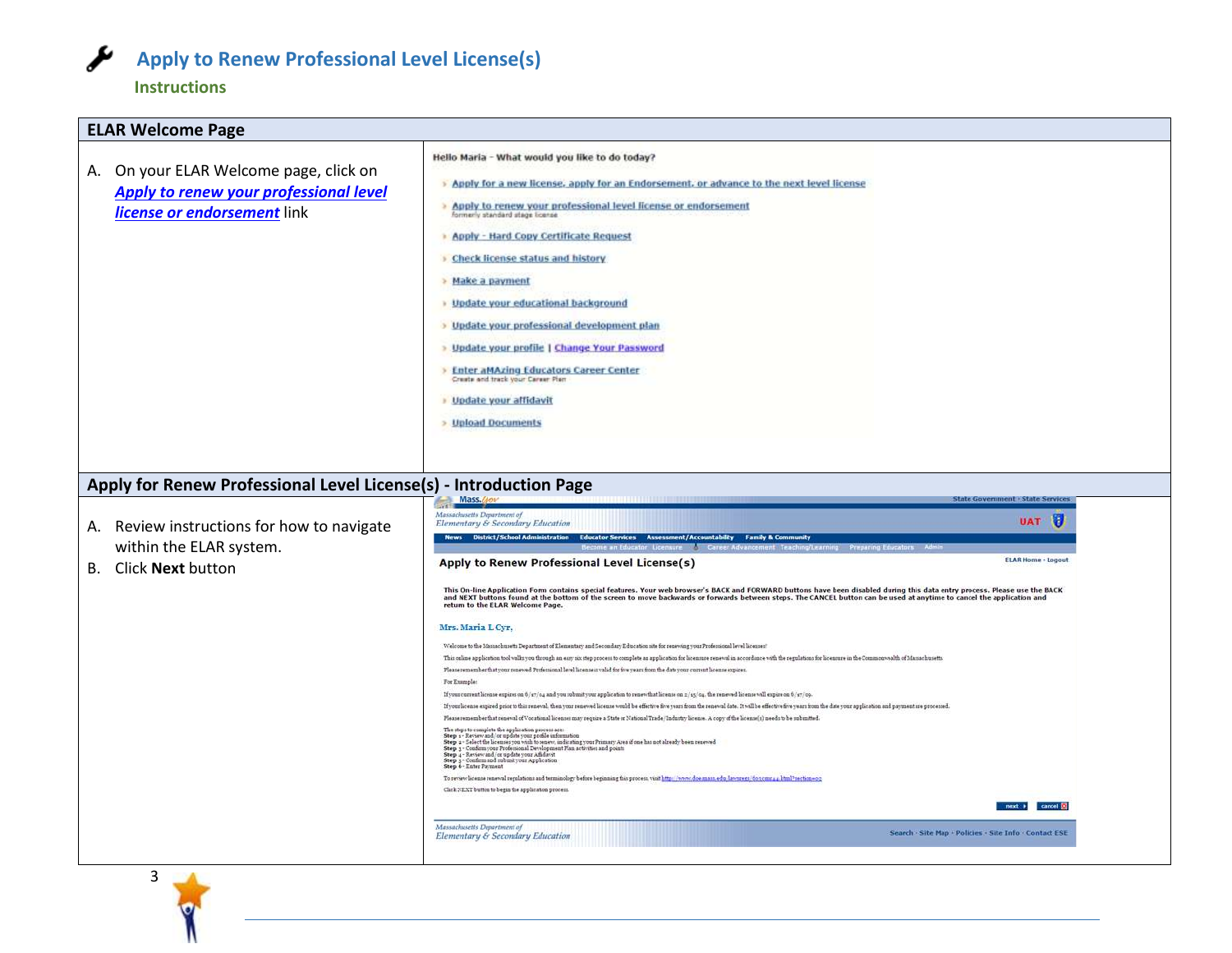# Apply to Renew Professional Level License(s)

## Instructions

| ELAR Welcome Page | |
|---|---|
| A. On your ELAR Welcome page, click on ***Apply to renew your professional level license or endorsement*** link | Hello Maria - What would you like to do today?<br>› Apply for a new license, apply for an Endorsement, or advance to the next level license<br>› Apply to renew your professional level license or endorsement (formerly standard stage license)<br>› Apply - Hard Copy Certificate Request<br>› Check license status and history<br>› Make a payment<br>› Update your educational background<br>› Update your professional development plan<br>› Update your profile \| Change Your Password<br>› Enter aMAzing Educators Career Center (Create and track your Career Plan)<br>› Update your affidavit<br>› Upload Documents |
| **Apply for Renew Professional Level License(s) - Introduction Page** | |
| A. Review instructions for how to navigate within the ELAR system.<br>B. Click **Next** button | Apply to Renew Professional Level License(s)<br>This On-line Application Form contains special features. Your web browser's BACK and FORWARD buttons have been disabled during this data entry process. Please use the BACK and NEXT buttons found at the bottom of the screen to move backwards or forwards between steps. The CANCEL button can be used at anytime to cancel the application and return to the ELAR Welcome Page.<br>Mrs. Maria L Cyr,<br>Welcome to the Massachusetts Department of Elementary and Secondary Education site for renewing your Professional level licenses!<br>This online application tool walks you through an easy six step process to complete an application for licensure renewal in accordance with the regulations for licensure in the Commonwealth of Massachusetts.<br>Please remember that your renewed Professional level license is valid for five years from the date your current license expires.<br>For Example:<br>If your current license expires on 6/17/04 and you submit your application to renew that license on 2/15/04, the renewed license will expire on 6/17/09.<br>If your license expired prior to this renewal, then your renewed license would be effective five years from the renewal date. It will be effective five years from the date your application and payment are processed.<br>Please remember that renewal of Vocational licenses may require a State or National Trade/Industry license. A copy of the license(s) needs to be submitted.<br>The steps to complete the application process are:<br>Step 1 - Review and/or update your profile information<br>Step 2 - Select the licenses you wish to renew, indicating your Primary Area if one has not already been renewed<br>Step 3 - Confirm your Professional Development Plan activities and points<br>Step 4 - Review and/or update your Affidavit<br>Step 5 - Confirm and submit your Application<br>Step 6 - Enter Payment<br>To review license renewal regulations and terminology before beginning this process visit http://www.doe.mass.edu/lawsregs/603cmr44.html?section=02<br>Click NEXT button to begin the application process.<br>next › cancel |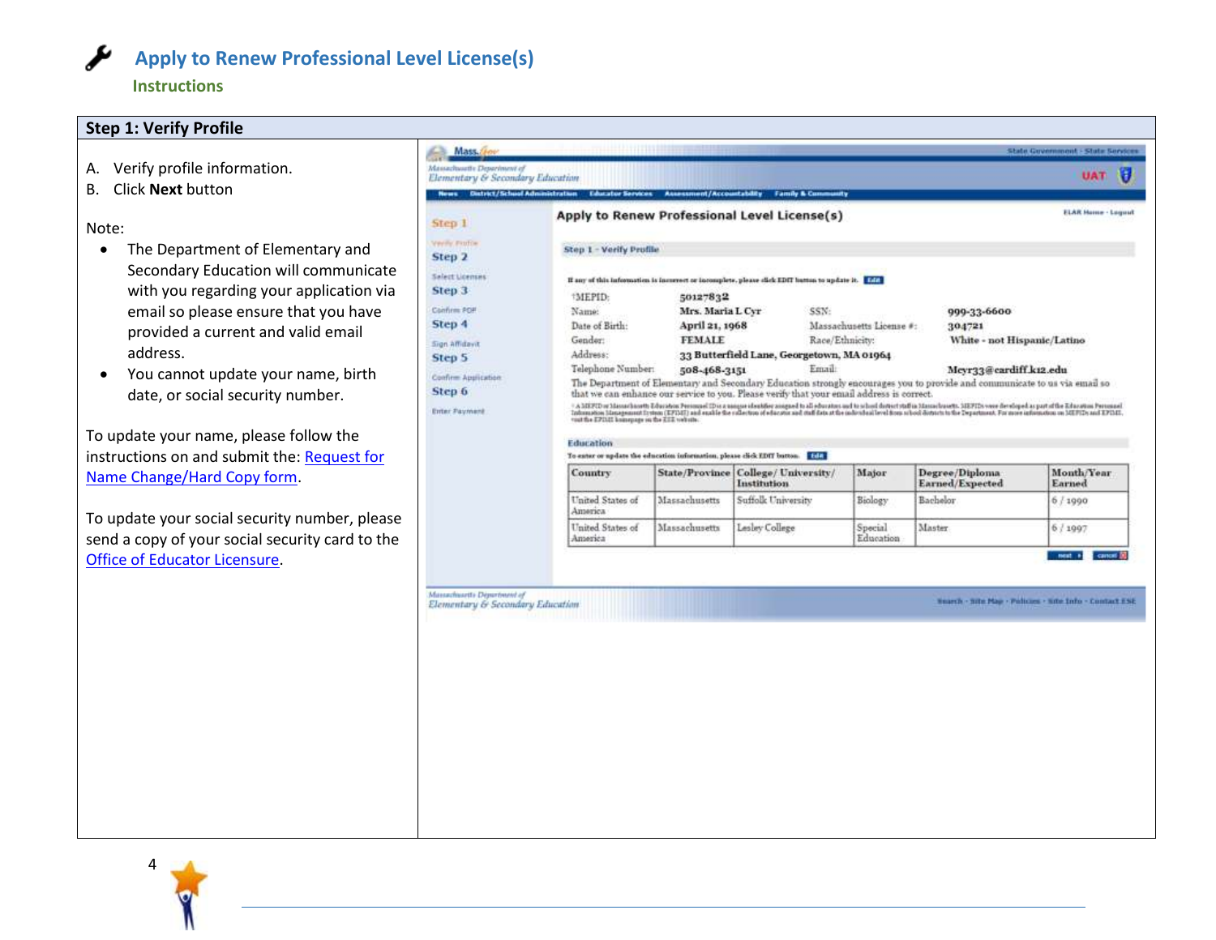# Apply to Renew Professional Level License(s)

## Instructions

### Step 1: Verify Profile

A. Verify profile information.
B. Click **Next** button

Note:

- The Department of Elementary and Secondary Education will communicate with you regarding your application via email so please ensure that you have provided a current and valid email address.
- You cannot update your name, birth date, or social security number.

To update your name, please follow the instructions on and submit the: Request for Name Change/Hard Copy form.

To update your social security number, please send a copy of your social security card to the Office of Educator Licensure.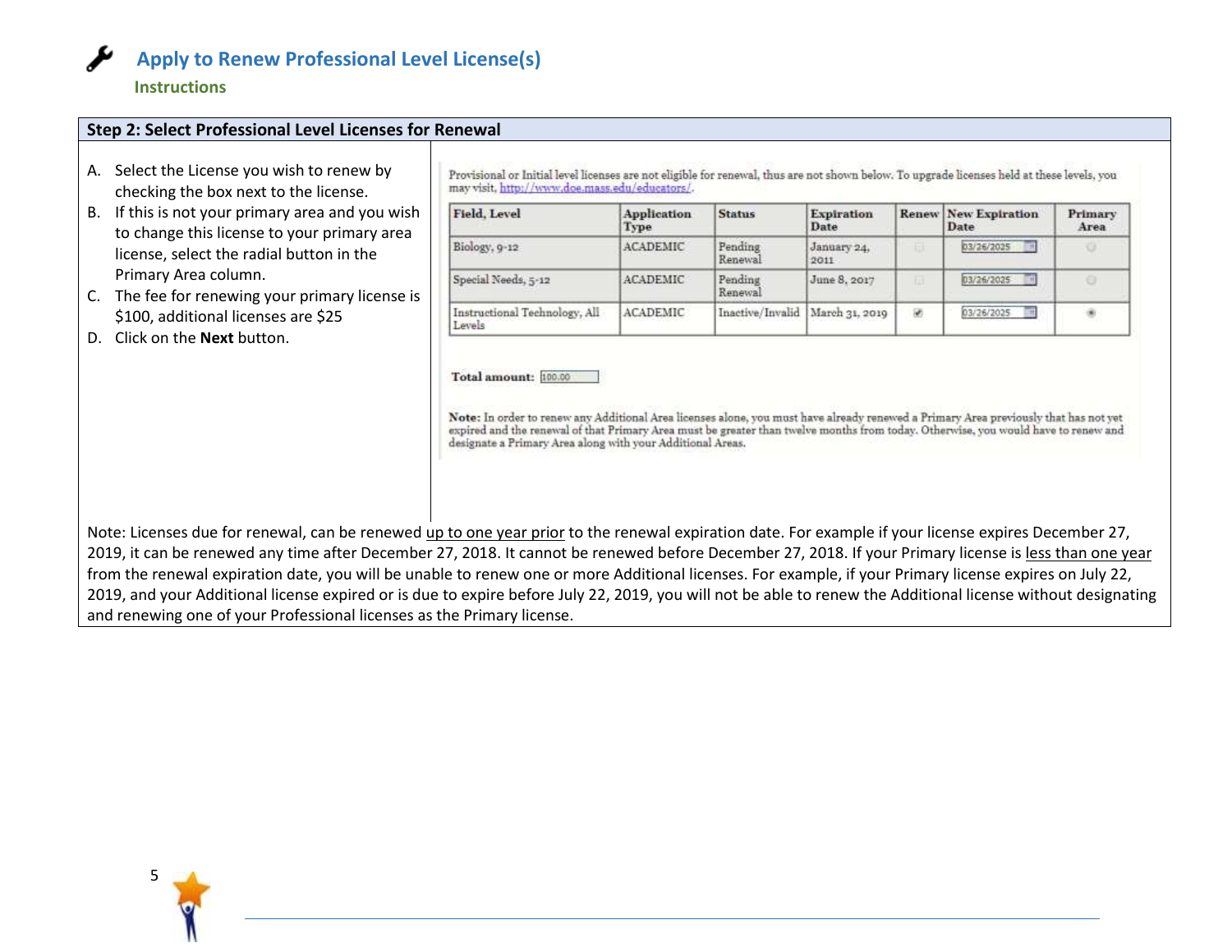# Apply to Renew Professional Level License(s)

### Instructions

**Step 2: Select Professional Level Licenses for Renewal**

A. Select the License you wish to renew by checking the box next to the license.
B. If this is not your primary area and you wish to change this license to your primary area license, select the radial button in the Primary Area column.
C. The fee for renewing your primary license is $100, additional licenses are $25
D. Click on the **Next** button.

Provisional or Initial level licenses are not eligible for renewal, thus are not shown below. To upgrade licenses held at these levels, you may visit, http://www.doe.mass.edu/educators/.

| Field, Level | Application Type | Status | Expiration Date | Renew | New Expiration Date | Primary Area |
|---|---|---|---|---|---|---|
| Biology, 9-12 | ACADEMIC | Pending Renewal | January 24, 2011 | ☐ | 03/26/2025 | ○ |
| Special Needs, 5-12 | ACADEMIC | Pending Renewal | June 8, 2017 | ☐ | 03/26/2025 | ○ |
| Instructional Technology, All Levels | ACADEMIC | Inactive/Invalid | March 31, 2019 | ☑ | 03/26/2025 | ● |

**Total amount:** 100.00

**Note:** In order to renew any Additional Area licenses alone, you must have already renewed a Primary Area previously that has not yet expired and the renewal of that Primary Area must be greater than twelve months from today. Otherwise, you would have to renew and designate a Primary Area along with your Additional Areas.

Note: Licenses due for renewal, can be renewed up to one year prior to the renewal expiration date. For example if your license expires December 27, 2019, it can be renewed any time after December 27, 2018. It cannot be renewed before December 27, 2018. If your Primary license is less than one year from the renewal expiration date, you will be unable to renew one or more Additional licenses. For example, if your Primary license expires on July 22, 2019, and your Additional license expired or is due to expire before July 22, 2019, you will not be able to renew the Additional license without designating and renewing one of your Professional licenses as the Primary license.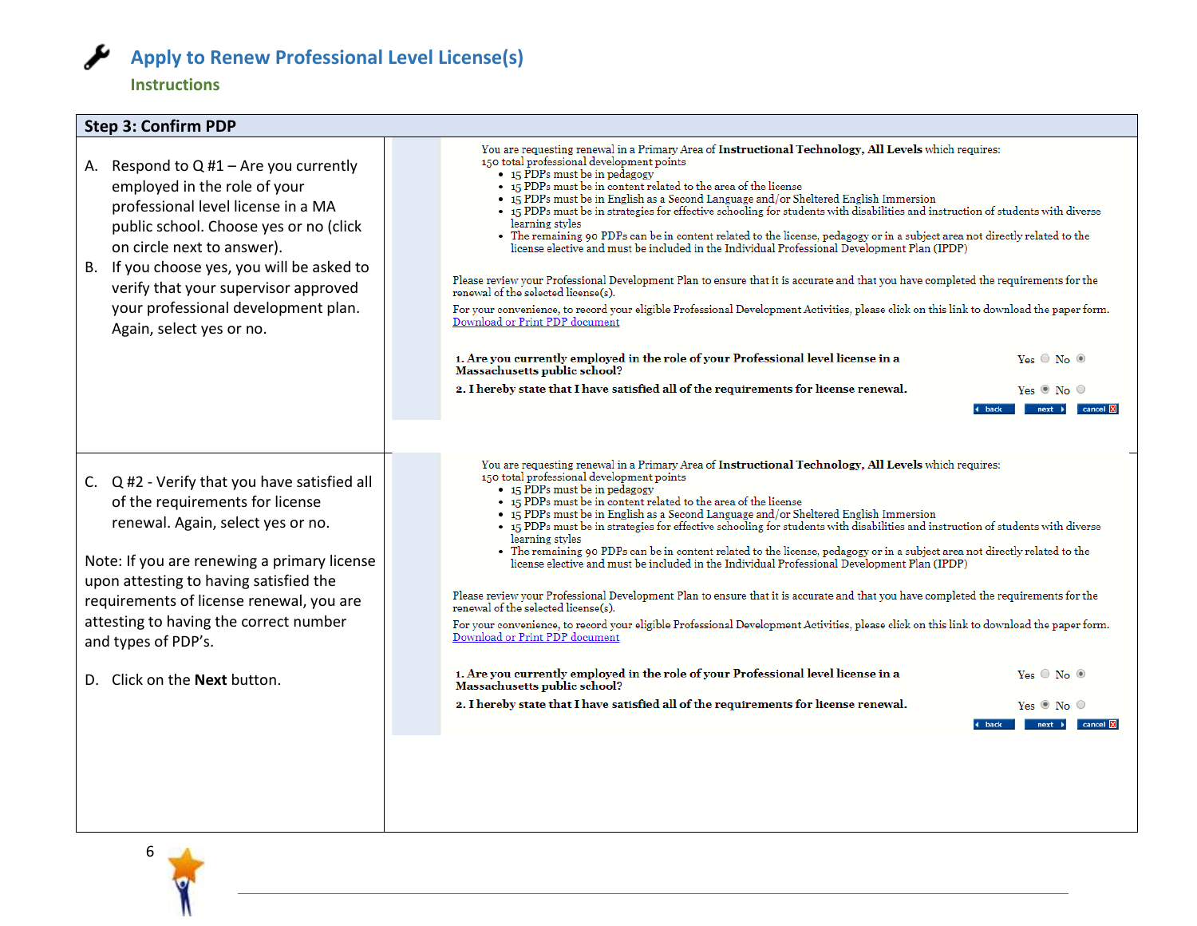# Apply to Renew Professional Level License(s)

## Instructions

| Step 3: Confirm PDP | |
|---|---|
| A. Respond to Q #1 – Are you currently employed in the role of your professional level license in a MA public school. Choose yes or no (click on circle next to answer).<br>B. If you choose yes, you will be asked to verify that your supervisor approved your professional development plan. Again, select yes or no. | You are requesting renewal in a Primary Area of **Instructional Technology, All Levels** which requires: 150 total professional development points<br>• 15 PDPs must be in pedagogy<br>• 15 PDPs must be in content related to the area of the license<br>• 15 PDPs must be in English as a Second Language and/or Sheltered English Immersion<br>• 15 PDPs must be in strategies for effective schooling for students with disabilities and instruction of students with diverse learning styles<br>• The remaining 90 PDPs can be in content related to the license, pedagogy or in a subject area not directly related to the license elective and must be included in the Individual Professional Development Plan (IPDP)<br><br>Please review your Professional Development Plan to ensure that it is accurate and that you have completed the requirements for the renewal of the selected license(s).<br>For your convenience, to record your eligible Professional Development Activities, please click on this link to download the paper form. Download or Print PDP document<br><br>**1. Are you currently employed in the role of your Professional level license in a Massachusetts public school?** Yes ○ No ◉<br>**2. I hereby state that I have satisfied all of the requirements for license renewal.** Yes ◉ No ○<br>back next cancel |
| C. Q #2 - Verify that you have satisfied all of the requirements for license renewal. Again, select yes or no.<br><br>Note: If you are renewing a primary license upon attesting to having satisfied the requirements of license renewal, you are attesting to having the correct number and types of PDP's.<br><br>D. Click on the **Next** button. | You are requesting renewal in a Primary Area of **Instructional Technology, All Levels** which requires: 150 total professional development points<br>• 15 PDPs must be in pedagogy<br>• 15 PDPs must be in content related to the area of the license<br>• 15 PDPs must be in English as a Second Language and/or Sheltered English Immersion<br>• 15 PDPs must be in strategies for effective schooling for students with disabilities and instruction of students with diverse learning styles<br>• The remaining 90 PDPs can be in content related to the license, pedagogy or in a subject area not directly related to the license elective and must be included in the Individual Professional Development Plan (IPDP)<br><br>Please review your Professional Development Plan to ensure that it is accurate and that you have completed the requirements for the renewal of the selected license(s).<br>For your convenience, to record your eligible Professional Development Activities, please click on this link to download the paper form. Download or Print PDP document<br><br>**1. Are you currently employed in the role of your Professional level license in a Massachusetts public school?** Yes ○ No ◉<br>**2. I hereby state that I have satisfied all of the requirements for license renewal.** Yes ◉ No ○<br>back next cancel |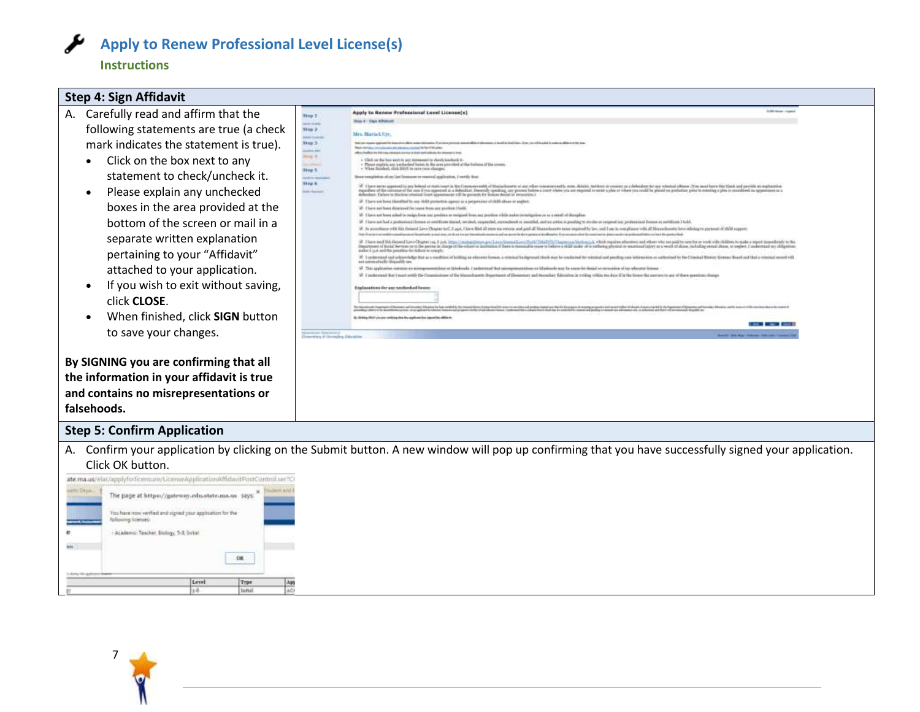# Apply to Renew Professional Level License(s)

## Instructions

### Step 4: Sign Affidavit

A. Carefully read and affirm that the following statements are true (a check mark indicates the statement is true).

- Click on the box next to any statement to check/uncheck it.
- Please explain any unchecked boxes in the area provided at the bottom of the screen or mail in a separate written explanation pertaining to your "Affidavit" attached to your application.
- If you wish to exit without saving, click **CLOSE**.
- When finished, click **SIGN** button to save your changes.

**By SIGNING you are confirming that all the information in your affidavit is true and contains no misrepresentations or falsehoods.**

### Step 5: Confirm Application

A. Confirm your application by clicking on the Submit button. A new window will pop up confirming that you have successfully signed your application. Click OK button.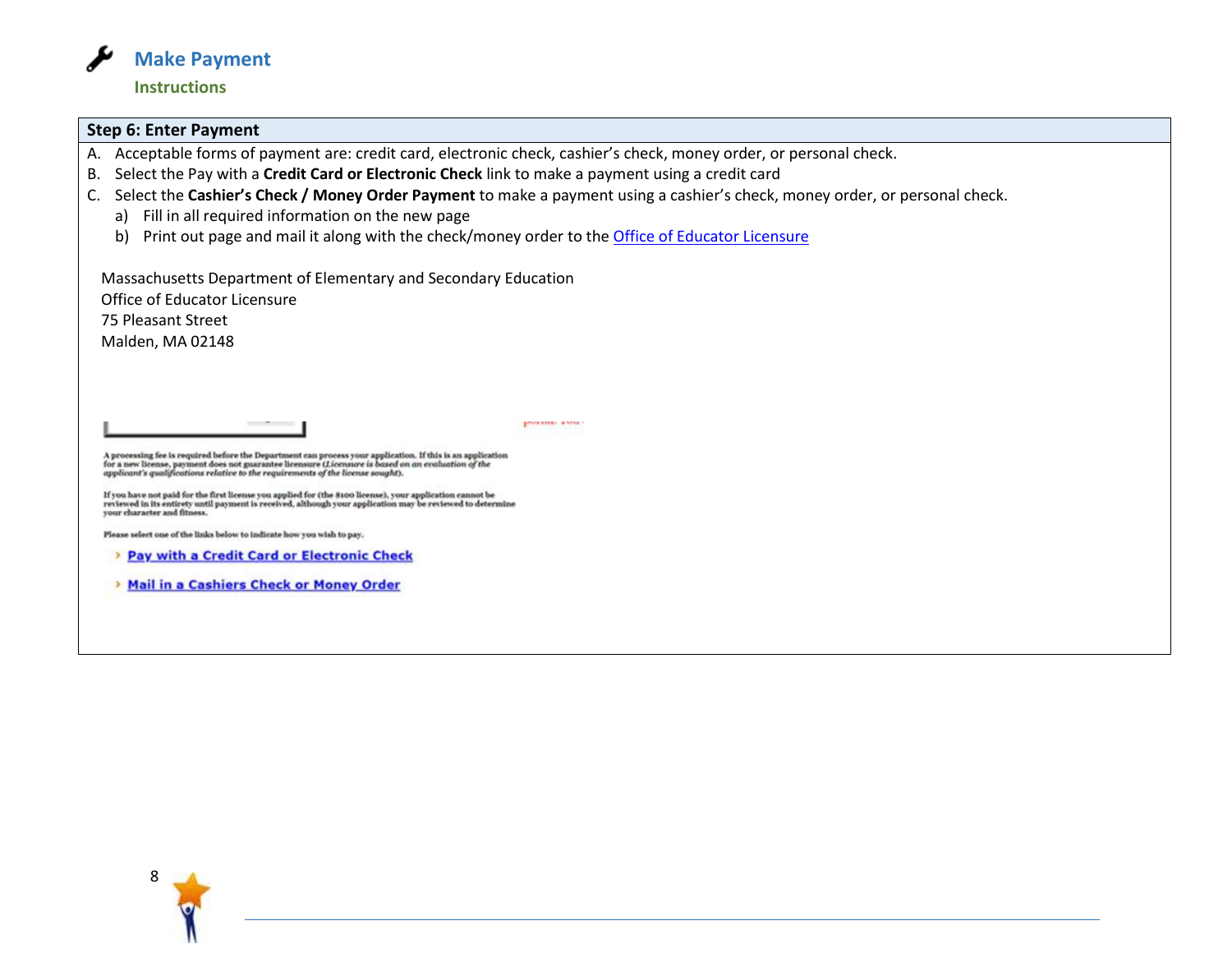## Make Payment

### Instructions

**Step 6: Enter Payment**

A. Acceptable forms of payment are: credit card, electronic check, cashier's check, money order, or personal check.
B. Select the Pay with a **Credit Card or Electronic Check** link to make a payment using a credit card
C. Select the **Cashier's Check / Money Order Payment** to make a payment using a cashier's check, money order, or personal check.
   a) Fill in all required information on the new page
   b) Print out page and mail it along with the check/money order to the Office of Educator Licensure

Massachusetts Department of Elementary and Secondary Education
Office of Educator Licensure
75 Pleasant Street
Malden, MA 02148

A processing fee is required before the Department can process your application. If this is an application for a new license, payment does not guarantee licensure (*Licensure is based on an evaluation of the applicant's qualifications relative to the requirements of the license sought*).

If you have not paid for the first license you applied for (the $100 license), your application cannot be reviewed in its entirety until payment is received, although your application may be reviewed to determine your character and fitness.

Please select one of the links below to indicate how you wish to pay.

› Pay with a Credit Card or Electronic Check

› Mail in a Cashiers Check or Money Order